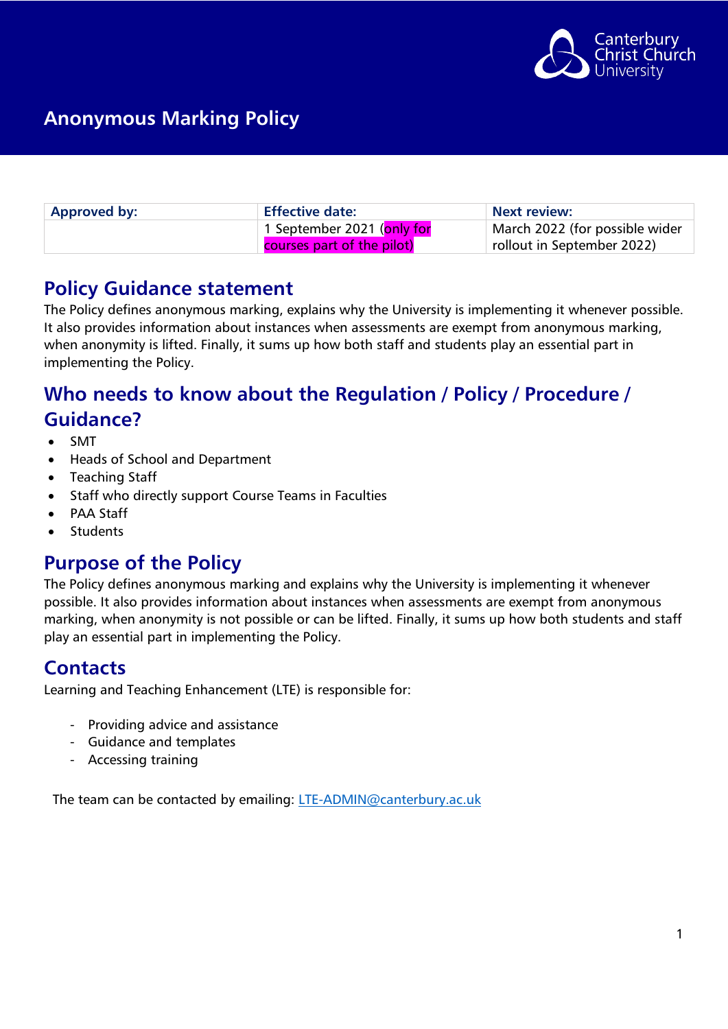# Anonymous Marking Policy

| Approved by: | Effective date: | Next review: |
| --- | --- | --- |
| | 1 September 2021 (only for courses part of the pilot) | March 2022 (for possible wider rollout in September 2022) |

## Policy Guidance statement

The Policy defines anonymous marking, explains why the University is implementing it whenever possible. It also provides information about instances when assessments are exempt from anonymous marking, when anonymity is lifted. Finally, it sums up how both staff and students play an essential part in implementing the Policy.

## Who needs to know about the Regulation / Policy / Procedure / Guidance?

- SMT
- Heads of School and Department
- Teaching Staff
- Staff who directly support Course Teams in Faculties
- PAA Staff
- Students

## Purpose of the Policy

The Policy defines anonymous marking and explains why the University is implementing it whenever possible. It also provides information about instances when assessments are exempt from anonymous marking, when anonymity is not possible or can be lifted. Finally, it sums up how both students and staff play an essential part in implementing the Policy.

## Contacts

Learning and Teaching Enhancement (LTE) is responsible for:

- Providing advice and assistance
- Guidance and templates
- Accessing training

The team can be contacted by emailing: LTE-ADMIN@canterbury.ac.uk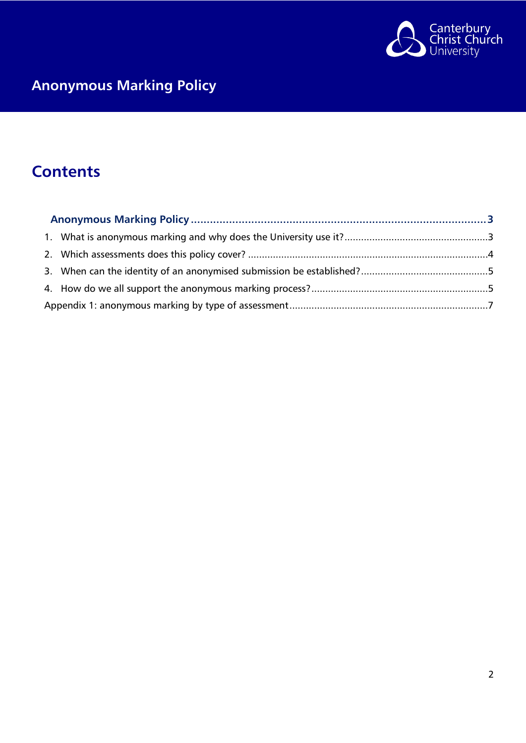# Anonymous Marking Policy

## Contents

**Anonymous Marking Policy** ........................................................................................... **3**

1. What is anonymous marking and why does the University use it? ........................................ 3
2. Which assessments does this policy cover? ............................................................................ 4
3. When can the identity of an anonymised submission be established? .................................. 5
4. How do we all support the anonymous marking process? ..................................................... 5

Appendix 1: anonymous marking by type of assessment ........................................................... 7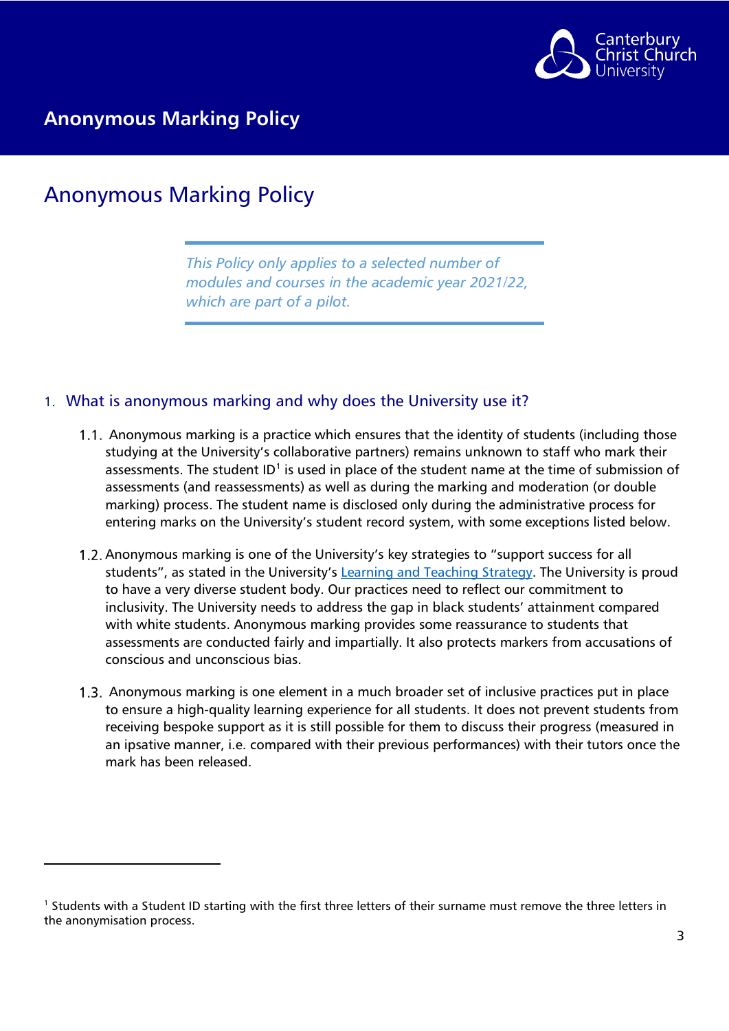# Anonymous Marking Policy

*This Policy only applies to a selected number of modules and courses in the academic year 2021/22, which are part of a pilot.*

## 1. What is anonymous marking and why does the University use it?

1.1. Anonymous marking is a practice which ensures that the identity of students (including those studying at the University's collaborative partners) remains unknown to staff who mark their assessments. The student ID[1] is used in place of the student name at the time of submission of assessments (and reassessments) as well as during the marking and moderation (or double marking) process. The student name is disclosed only during the administrative process for entering marks on the University's student record system, with some exceptions listed below.

1.2. Anonymous marking is one of the University's key strategies to "support success for all students", as stated in the University's [Learning and Teaching Strategy](). The University is proud to have a very diverse student body. Our practices need to reflect our commitment to inclusivity. The University needs to address the gap in black students' attainment compared with white students. Anonymous marking provides some reassurance to students that assessments are conducted fairly and impartially. It also protects markers from accusations of conscious and unconscious bias.

1.3. Anonymous marking is one element in a much broader set of inclusive practices put in place to ensure a high-quality learning experience for all students. It does not prevent students from receiving bespoke support as it is still possible for them to discuss their progress (measured in an ipsative manner, i.e. compared with their previous performances) with their tutors once the mark has been released.

---

[1] Students with a Student ID starting with the first three letters of their surname must remove the three letters in the anonymisation process.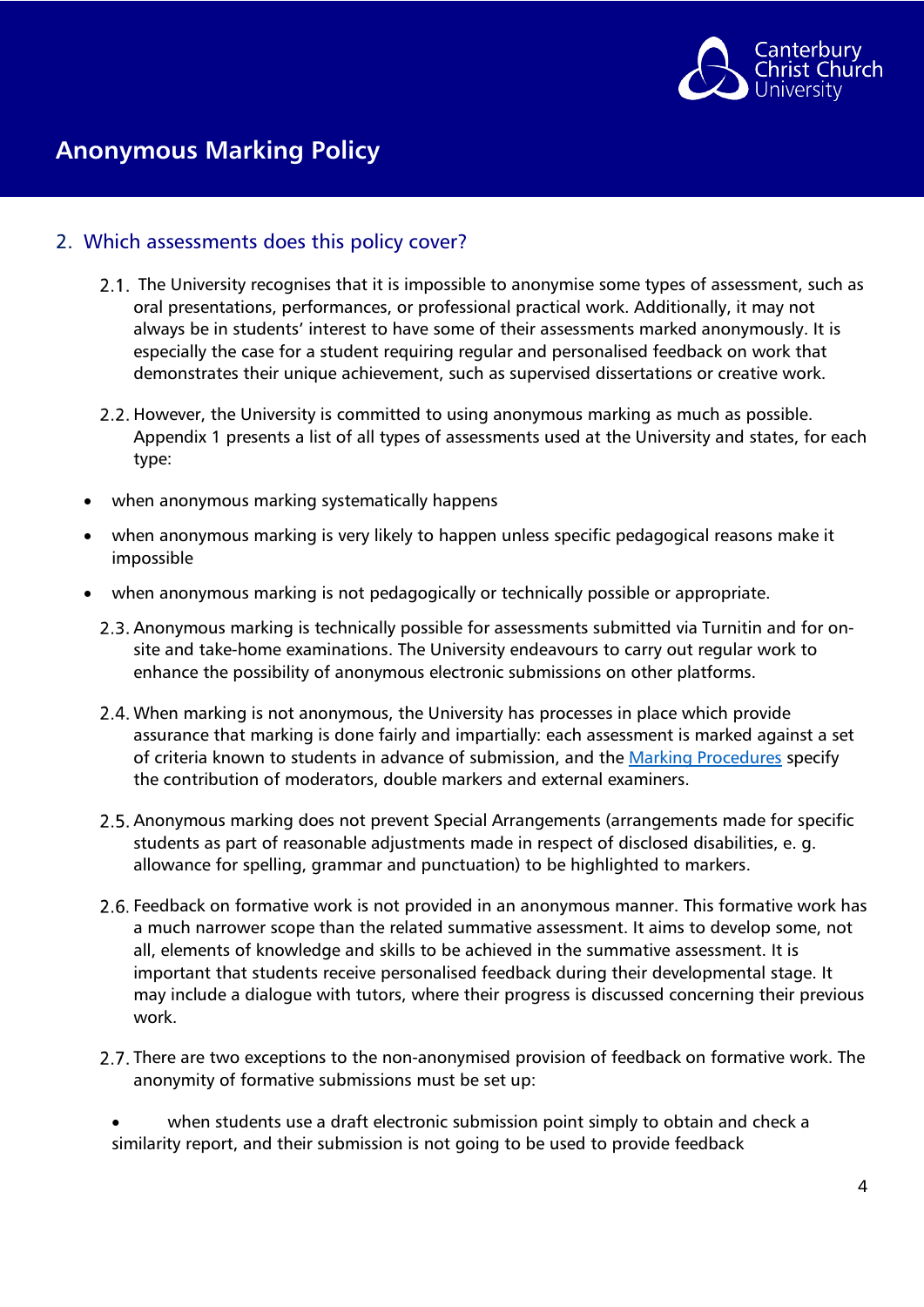## 2. Which assessments does this policy cover?

2.1. The University recognises that it is impossible to anonymise some types of assessment, such as oral presentations, performances, or professional practical work. Additionally, it may not always be in students' interest to have some of their assessments marked anonymously. It is especially the case for a student requiring regular and personalised feedback on work that demonstrates their unique achievement, such as supervised dissertations or creative work.

2.2. However, the University is committed to using anonymous marking as much as possible. Appendix 1 presents a list of all types of assessments used at the University and states, for each type:

- when anonymous marking systematically happens
- when anonymous marking is very likely to happen unless specific pedagogical reasons make it impossible
- when anonymous marking is not pedagogically or technically possible or appropriate.

2.3. Anonymous marking is technically possible for assessments submitted via Turnitin and for on-site and take-home examinations. The University endeavours to carry out regular work to enhance the possibility of anonymous electronic submissions on other platforms.

2.4. When marking is not anonymous, the University has processes in place which provide assurance that marking is done fairly and impartially: each assessment is marked against a set of criteria known to students in advance of submission, and the Marking Procedures specify the contribution of moderators, double markers and external examiners.

2.5. Anonymous marking does not prevent Special Arrangements (arrangements made for specific students as part of reasonable adjustments made in respect of disclosed disabilities, e. g. allowance for spelling, grammar and punctuation) to be highlighted to markers.

2.6. Feedback on formative work is not provided in an anonymous manner. This formative work has a much narrower scope than the related summative assessment. It aims to develop some, not all, elements of knowledge and skills to be achieved in the summative assessment. It is important that students receive personalised feedback during their developmental stage. It may include a dialogue with tutors, where their progress is discussed concerning their previous work.

2.7. There are two exceptions to the non-anonymised provision of feedback on formative work. The anonymity of formative submissions must be set up:

- when students use a draft electronic submission point simply to obtain and check a similarity report, and their submission is not going to be used to provide feedback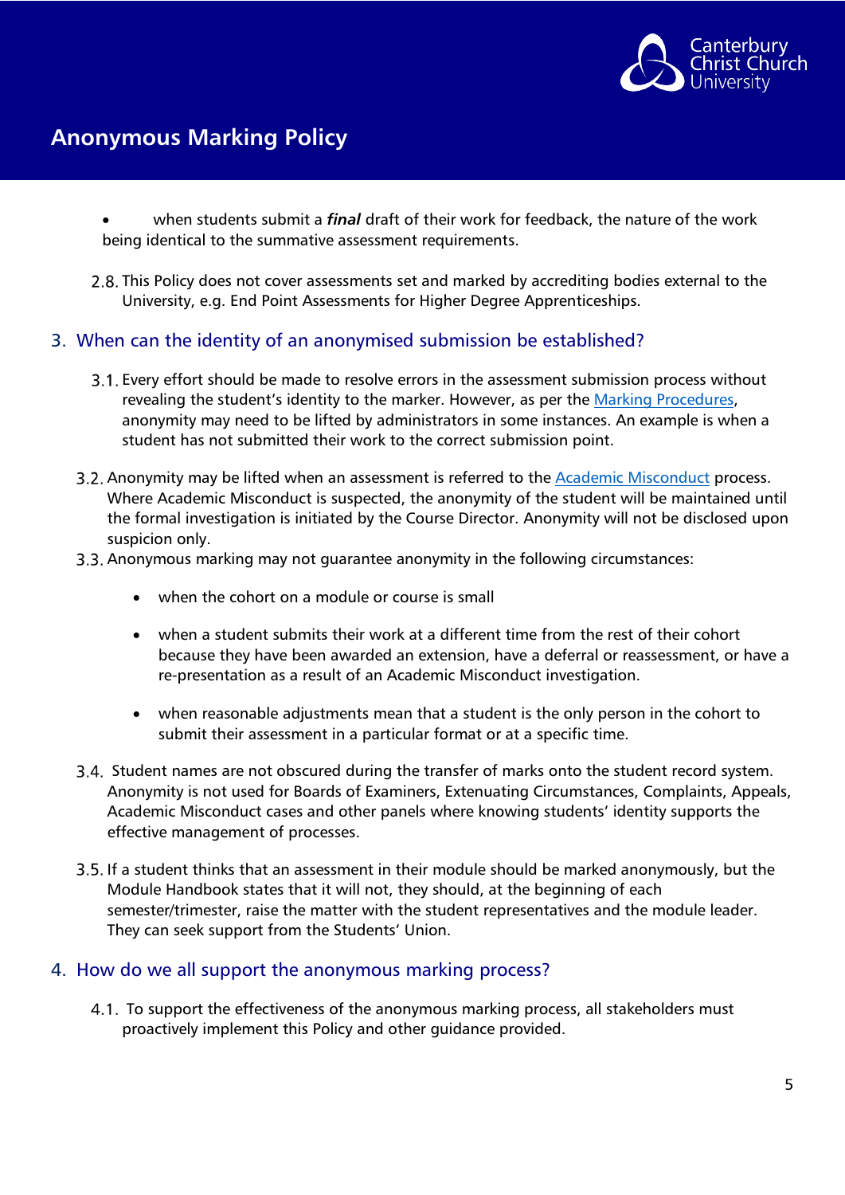- when students submit a ***final*** draft of their work for feedback, the nature of the work being identical to the summative assessment requirements.

2.8. This Policy does not cover assessments set and marked by accrediting bodies external to the University, e.g. End Point Assessments for Higher Degree Apprenticeships.

## 3. When can the identity of an anonymised submission be established?

3.1. Every effort should be made to resolve errors in the assessment submission process without revealing the student's identity to the marker. However, as per the [Marking Procedures](), anonymity may need to be lifted by administrators in some instances. An example is when a student has not submitted their work to the correct submission point.

3.2. Anonymity may be lifted when an assessment is referred to the [Academic Misconduct]() process. Where Academic Misconduct is suspected, the anonymity of the student will be maintained until the formal investigation is initiated by the Course Director. Anonymity will not be disclosed upon suspicion only.

3.3. Anonymous marking may not guarantee anonymity in the following circumstances:

- when the cohort on a module or course is small
- when a student submits their work at a different time from the rest of their cohort because they have been awarded an extension, have a deferral or reassessment, or have a re-presentation as a result of an Academic Misconduct investigation.
- when reasonable adjustments mean that a student is the only person in the cohort to submit their assessment in a particular format or at a specific time.

3.4. Student names are not obscured during the transfer of marks onto the student record system. Anonymity is not used for Boards of Examiners, Extenuating Circumstances, Complaints, Appeals, Academic Misconduct cases and other panels where knowing students' identity supports the effective management of processes.

3.5. If a student thinks that an assessment in their module should be marked anonymously, but the Module Handbook states that it will not, they should, at the beginning of each semester/trimester, raise the matter with the student representatives and the module leader. They can seek support from the Students' Union.

## 4. How do we all support the anonymous marking process?

4.1. To support the effectiveness of the anonymous marking process, all stakeholders must proactively implement this Policy and other guidance provided.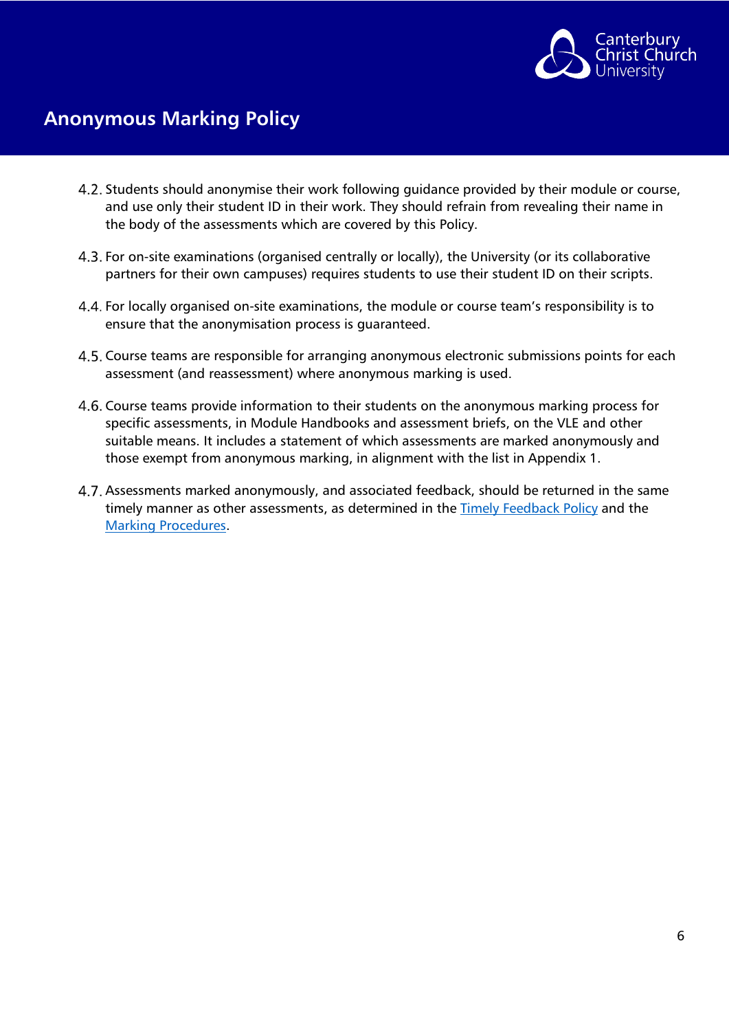4.2. Students should anonymise their work following guidance provided by their module or course, and use only their student ID in their work. They should refrain from revealing their name in the body of the assessments which are covered by this Policy.

4.3. For on-site examinations (organised centrally or locally), the University (or its collaborative partners for their own campuses) requires students to use their student ID on their scripts.

4.4. For locally organised on-site examinations, the module or course team's responsibility is to ensure that the anonymisation process is guaranteed.

4.5. Course teams are responsible for arranging anonymous electronic submissions points for each assessment (and reassessment) where anonymous marking is used.

4.6. Course teams provide information to their students on the anonymous marking process for specific assessments, in Module Handbooks and assessment briefs, on the VLE and other suitable means. It includes a statement of which assessments are marked anonymously and those exempt from anonymous marking, in alignment with the list in Appendix 1.

4.7. Assessments marked anonymously, and associated feedback, should be returned in the same timely manner as other assessments, as determined in the Timely Feedback Policy and the Marking Procedures.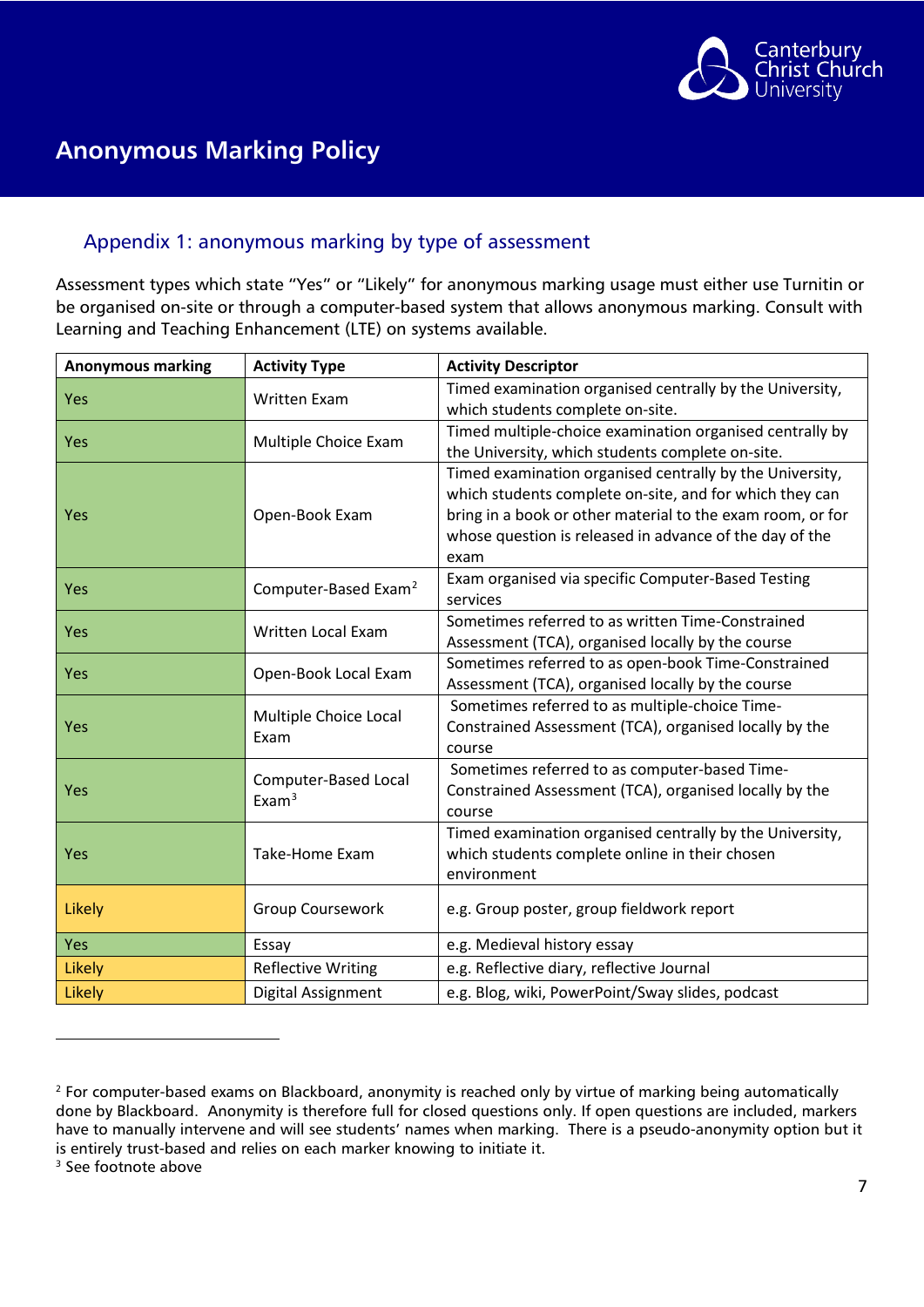## Appendix 1: anonymous marking by type of assessment

Assessment types which state "Yes" or "Likely" for anonymous marking usage must either use Turnitin or be organised on-site or through a computer-based system that allows anonymous marking. Consult with Learning and Teaching Enhancement (LTE) on systems available.

| Anonymous marking | Activity Type | Activity Descriptor |
|---|---|---|
| Yes | Written Exam | Timed examination organised centrally by the University, which students complete on-site. |
| Yes | Multiple Choice Exam | Timed multiple-choice examination organised centrally by the University, which students complete on-site. |
| Yes | Open-Book Exam | Timed examination organised centrally by the University, which students complete on-site, and for which they can bring in a book or other material to the exam room, or for whose question is released in advance of the day of the exam |
| Yes | Computer-Based Exam[2] | Exam organised via specific Computer-Based Testing services |
| Yes | Written Local Exam | Sometimes referred to as written Time-Constrained Assessment (TCA), organised locally by the course |
| Yes | Open-Book Local Exam | Sometimes referred to as open-book Time-Constrained Assessment (TCA), organised locally by the course |
| Yes | Multiple Choice Local Exam | Sometimes referred to as multiple-choice Time-Constrained Assessment (TCA), organised locally by the course |
| Yes | Computer-Based Local Exam[3] | Sometimes referred to as computer-based Time-Constrained Assessment (TCA), organised locally by the course |
| Yes | Take-Home Exam | Timed examination organised centrally by the University, which students complete online in their chosen environment |
| Likely | Group Coursework | e.g. Group poster, group fieldwork report |
| Yes | Essay | e.g. Medieval history essay |
| Likely | Reflective Writing | e.g. Reflective diary, reflective Journal |
| Likely | Digital Assignment | e.g. Blog, wiki, PowerPoint/Sway slides, podcast |

---

[2] For computer-based exams on Blackboard, anonymity is reached only by virtue of marking being automatically done by Blackboard. Anonymity is therefore full for closed questions only. If open questions are included, markers have to manually intervene and will see students' names when marking. There is a pseudo-anonymity option but it is entirely trust-based and relies on each marker knowing to initiate it.

[3] See footnote above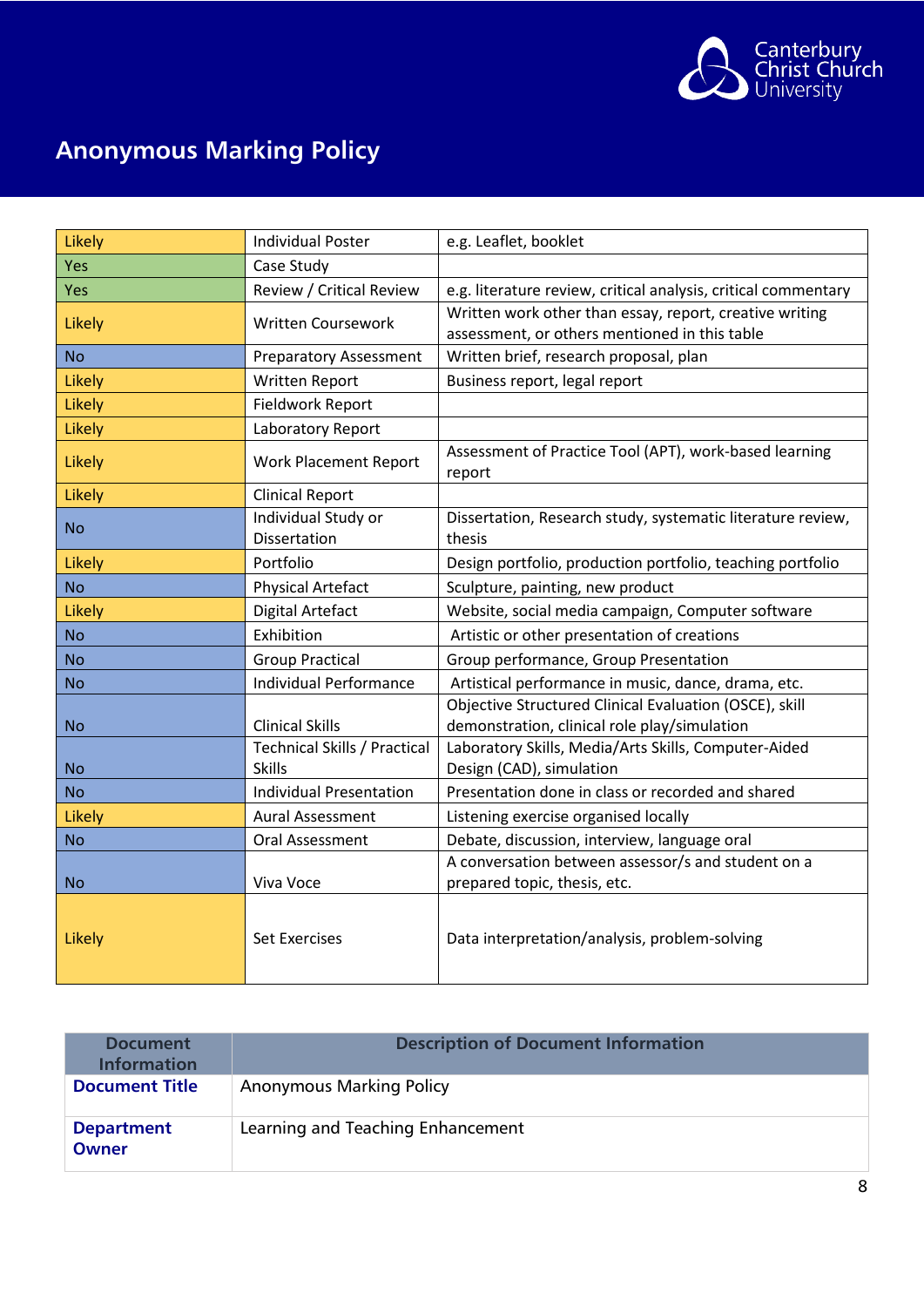# Anonymous Marking Policy

| | | |
|---|---|---|
| Likely | Individual Poster | e.g. Leaflet, booklet |
| Yes | Case Study | |
| Yes | Review / Critical Review | e.g. literature review, critical analysis, critical commentary |
| Likely | Written Coursework | Written work other than essay, report, creative writing assessment, or others mentioned in this table |
| No | Preparatory Assessment | Written brief, research proposal, plan |
| Likely | Written Report | Business report, legal report |
| Likely | Fieldwork Report | |
| Likely | Laboratory Report | |
| Likely | Work Placement Report | Assessment of Practice Tool (APT), work-based learning report |
| Likely | Clinical Report | |
| No | Individual Study or Dissertation | Dissertation, Research study, systematic literature review, thesis |
| Likely | Portfolio | Design portfolio, production portfolio, teaching portfolio |
| No | Physical Artefact | Sculpture, painting, new product |
| Likely | Digital Artefact | Website, social media campaign, Computer software |
| No | Exhibition | Artistic or other presentation of creations |
| No | Group Practical | Group performance, Group Presentation |
| No | Individual Performance | Artistical performance in music, dance, drama, etc. |
| No | Clinical Skills | Objective Structured Clinical Evaluation (OSCE), skill demonstration, clinical role play/simulation |
| No | Technical Skills / Practical Skills | Laboratory Skills, Media/Arts Skills, Computer-Aided Design (CAD), simulation |
| No | Individual Presentation | Presentation done in class or recorded and shared |
| Likely | Aural Assessment | Listening exercise organised locally |
| No | Oral Assessment | Debate, discussion, interview, language oral |
| No | Viva Voce | A conversation between assessor/s and student on a prepared topic, thesis, etc. |
| Likely | Set Exercises | Data interpretation/analysis, problem-solving |

| Document Information | Description of Document Information |
|---|---|
| **Document Title** | Anonymous Marking Policy |
| **Department Owner** | Learning and Teaching Enhancement |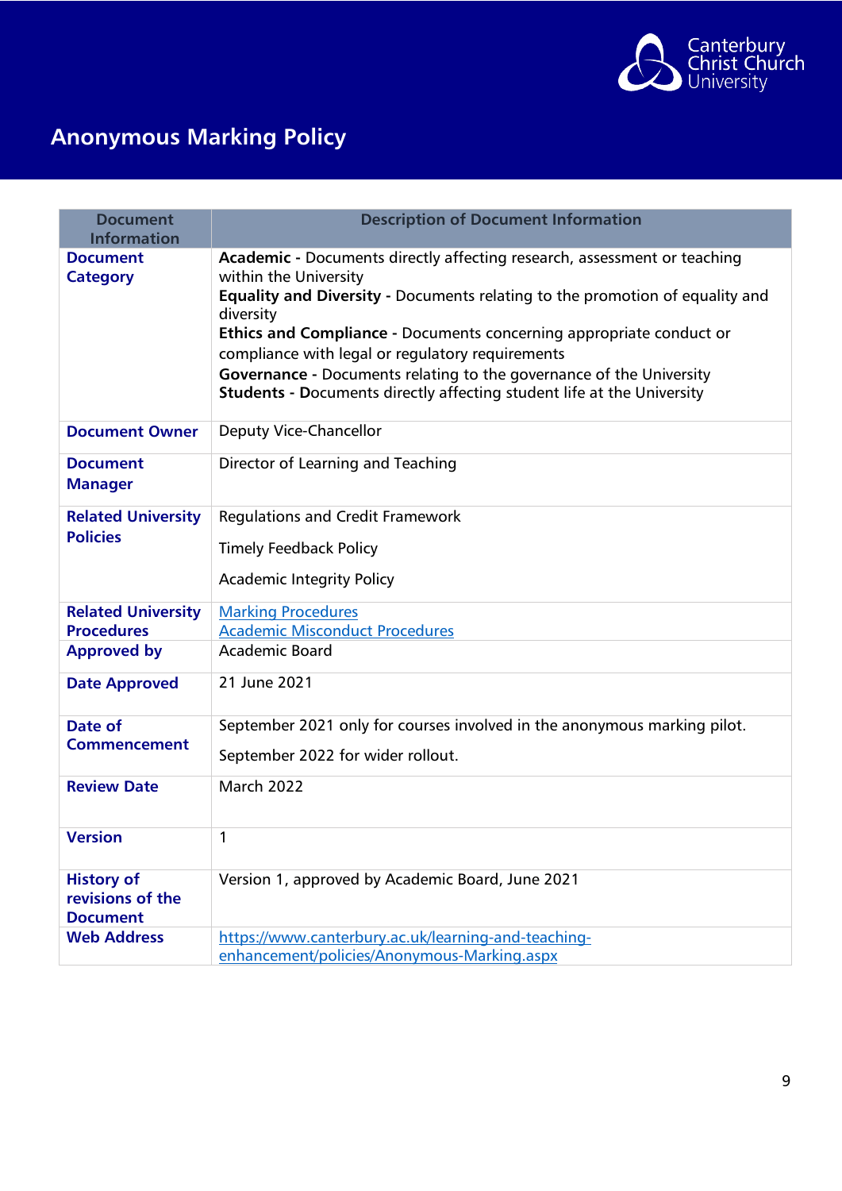# Anonymous Marking Policy

| Document Information | Description of Document Information |
|---|---|
| **Document Category** | **Academic -** Documents directly affecting research, assessment or teaching within the University<br>**Equality and Diversity -** Documents relating to the promotion of equality and diversity<br>**Ethics and Compliance -** Documents concerning appropriate conduct or compliance with legal or regulatory requirements<br>**Governance -** Documents relating to the governance of the University<br>**Students - D**ocuments directly affecting student life at the University |
| **Document Owner** | Deputy Vice-Chancellor |
| **Document Manager** | Director of Learning and Teaching |
| **Related University Policies** | Regulations and Credit Framework<br>Timely Feedback Policy<br>Academic Integrity Policy |
| **Related University Procedures** | [Marking Procedures](#)<br>[Academic Misconduct Procedures](#) |
| **Approved by** | Academic Board |
| **Date Approved** | 21 June 2021 |
| **Date of Commencement** | September 2021 only for courses involved in the anonymous marking pilot.<br>September 2022 for wider rollout. |
| **Review Date** | March 2022 |
| **Version** | 1 |
| **History of revisions of the Document** | Version 1, approved by Academic Board, June 2021 |
| **Web Address** | [https://www.canterbury.ac.uk/learning-and-teaching-enhancement/policies/Anonymous-Marking.aspx](https://www.canterbury.ac.uk/learning-and-teaching-enhancement/policies/Anonymous-Marking.aspx) |